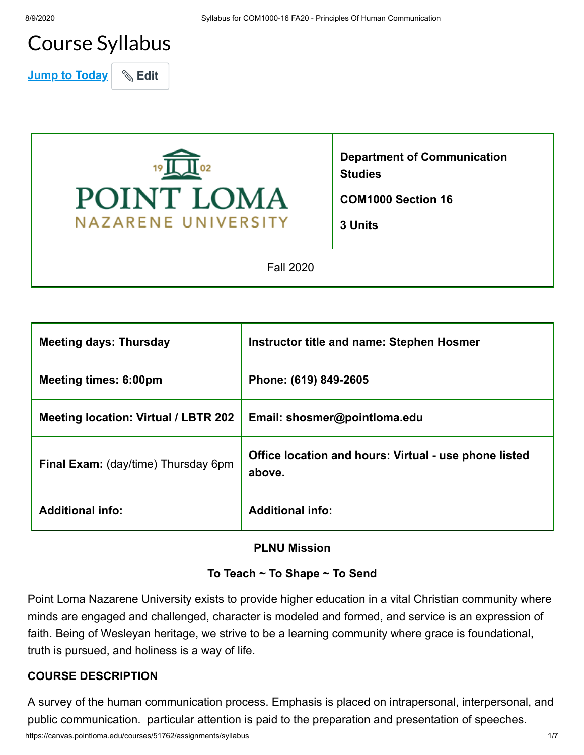# Course Syllabus

Jump to Today | Edit

| POINT LOMA NAZARENE UNIVERSITY | **Department of Communication Studies**<br><br>**COM1000 Section 16**<br><br>**3 Units** |
|---|---|
| Fall 2020 | |

| **Meeting days: Thursday** | **Instructor title and name: Stephen Hosmer** |
|---|---|
| **Meeting times: 6:00pm** | **Phone: (619) 849-2605** |
| **Meeting location: Virtual / LBTR 202** | **Email: shosmer@pointloma.edu** |
| **Final Exam:** (day/time) Thursday 6pm | **Office location and hours: Virtual - use phone listed above.** |
| **Additional info:** | **Additional info:** |

**PLNU Mission**

**To Teach ~ To Shape ~ To Send**

Point Loma Nazarene University exists to provide higher education in a vital Christian community where minds are engaged and challenged, character is modeled and formed, and service is an expression of faith. Being of Wesleyan heritage, we strive to be a learning community where grace is foundational, truth is pursued, and holiness is a way of life.

## COURSE DESCRIPTION

A survey of the human communication process. Emphasis is placed on intrapersonal, interpersonal, and public communication.  particular attention is paid to the preparation and presentation of speeches.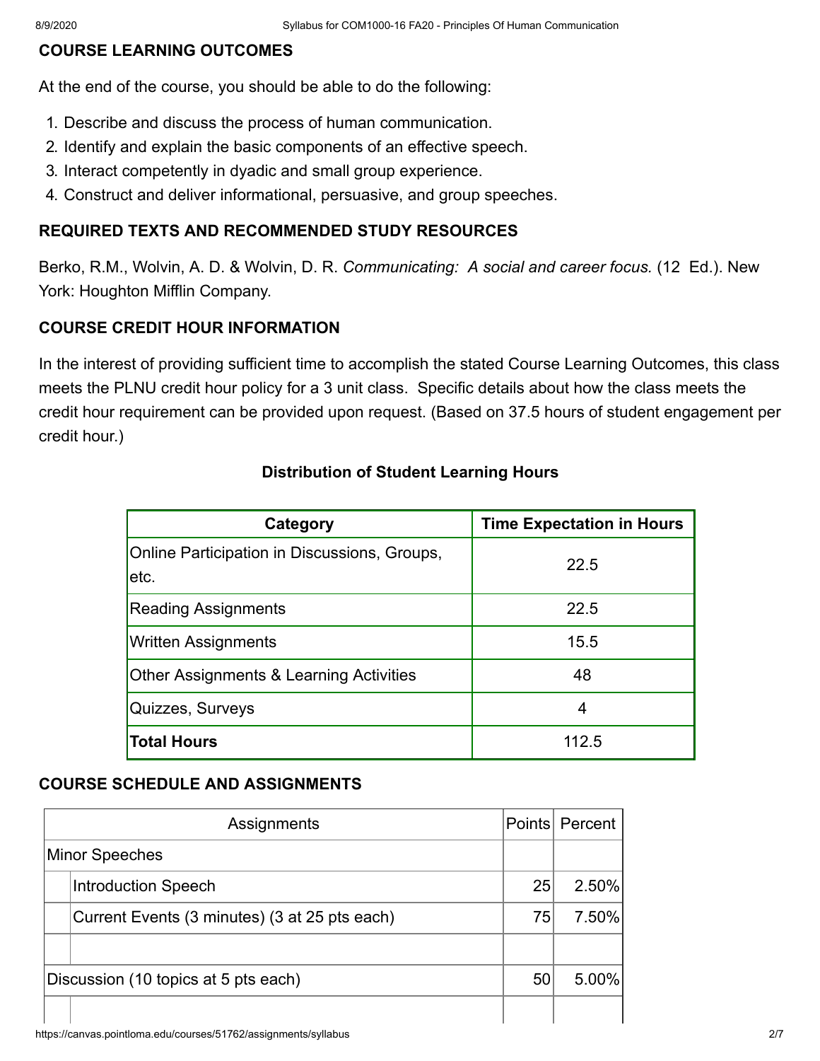## COURSE LEARNING OUTCOMES

At the end of the course, you should be able to do the following:

1. Describe and discuss the process of human communication.
2. Identify and explain the basic components of an effective speech.
3. Interact competently in dyadic and small group experience.
4. Construct and deliver informational, persuasive, and group speeches.

## REQUIRED TEXTS AND RECOMMENDED STUDY RESOURCES

Berko, R.M., Wolvin, A. D. & Wolvin, D. R. *Communicating: A social and career focus.* (12 Ed.). New York: Houghton Mifflin Company.

## COURSE CREDIT HOUR INFORMATION

In the interest of providing sufficient time to accomplish the stated Course Learning Outcomes, this class meets the PLNU credit hour policy for a 3 unit class. Specific details about how the class meets the credit hour requirement can be provided upon request. (Based on 37.5 hours of student engagement per credit hour.)

**Distribution of Student Learning Hours**

| Category | Time Expectation in Hours |
|---|---|
| Online Participation in Discussions, Groups, etc. | 22.5 |
| Reading Assignments | 22.5 |
| Written Assignments | 15.5 |
| Other Assignments & Learning Activities | 48 |
| Quizzes, Surveys | 4 |
| **Total Hours** | 112.5 |

## COURSE SCHEDULE AND ASSIGNMENTS

| Assignments | | Points | Percent |
|---|---|---|---|
| Minor Speeches | | | |
| | Introduction Speech | 25 | 2.50% |
| | Current Events (3 minutes) (3 at 25 pts each) | 75 | 7.50% |
| | | | |
| Discussion (10 topics at 5 pts each) | | 50 | 5.00% |
| | | | |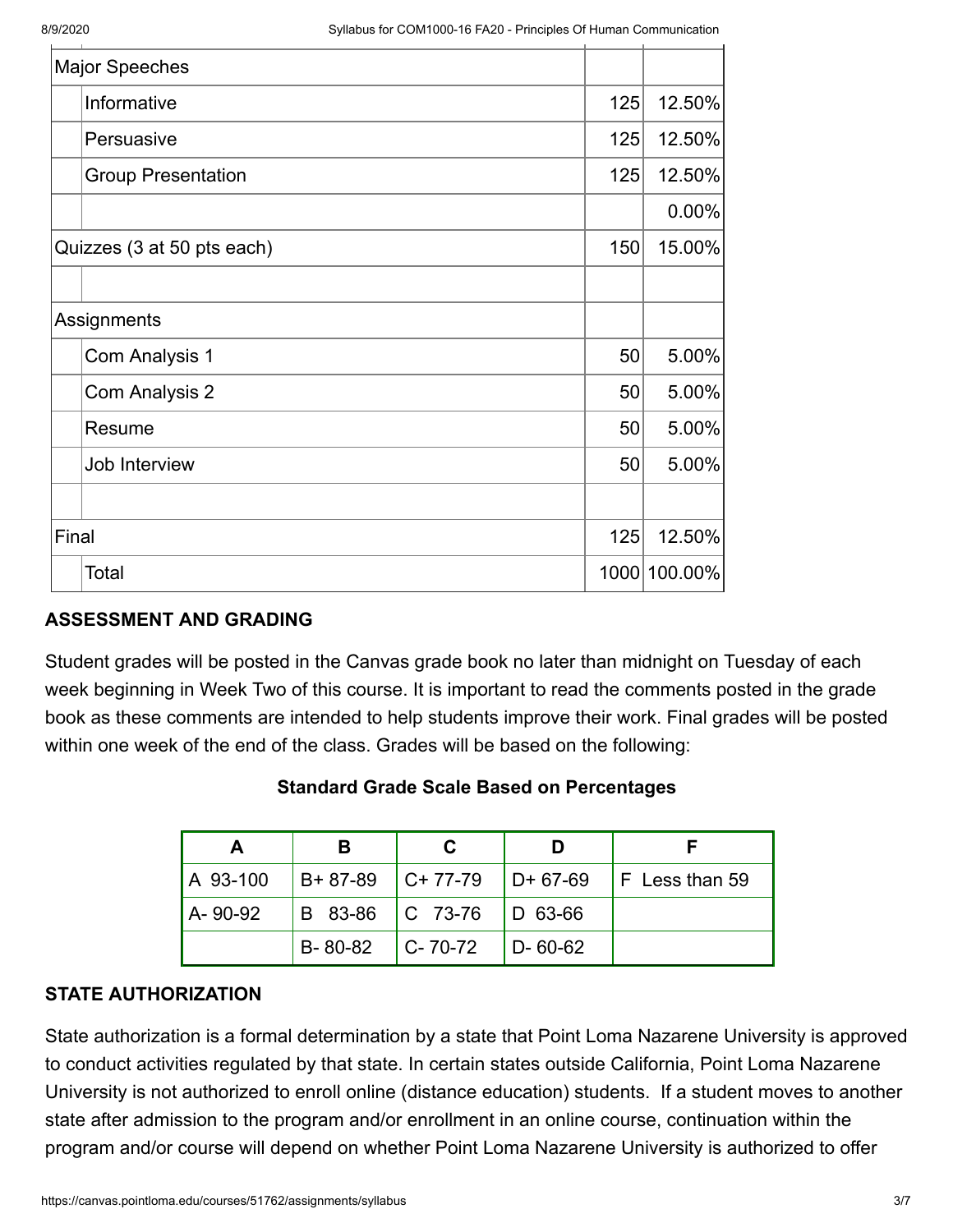| | | | |
|---|---|---|---|
| Major Speeches | | | |
| | Informative | 125 | 12.50% |
| | Persuasive | 125 | 12.50% |
| | Group Presentation | 125 | 12.50% |
| | | | 0.00% |
| Quizzes (3 at 50 pts each) | | 150 | 15.00% |
| | | | |
| Assignments | | | |
| | Com Analysis 1 | 50 | 5.00% |
| | Com Analysis 2 | 50 | 5.00% |
| | Resume | 50 | 5.00% |
| | Job Interview | 50 | 5.00% |
| | | | |
| Final | | 125 | 12.50% |
| | Total | 1000 | 100.00% |

**ASSESSMENT AND GRADING**

Student grades will be posted in the Canvas grade book no later than midnight on Tuesday of each week beginning in Week Two of this course. It is important to read the comments posted in the grade book as these comments are intended to help students improve their work. Final grades will be posted within one week of the end of the class. Grades will be based on the following:

**Standard Grade Scale Based on Percentages**

| A | B | C | D | F |
|---|---|---|---|---|
| A 93-100 | B+ 87-89 | C+ 77-79 | D+ 67-69 | F Less than 59 |
| A- 90-92 | B 83-86 | C 73-76 | D 63-66 | |
| | B- 80-82 | C- 70-72 | D- 60-62 | |

**STATE AUTHORIZATION**

State authorization is a formal determination by a state that Point Loma Nazarene University is approved to conduct activities regulated by that state. In certain states outside California, Point Loma Nazarene University is not authorized to enroll online (distance education) students. If a student moves to another state after admission to the program and/or enrollment in an online course, continuation within the program and/or course will depend on whether Point Loma Nazarene University is authorized to offer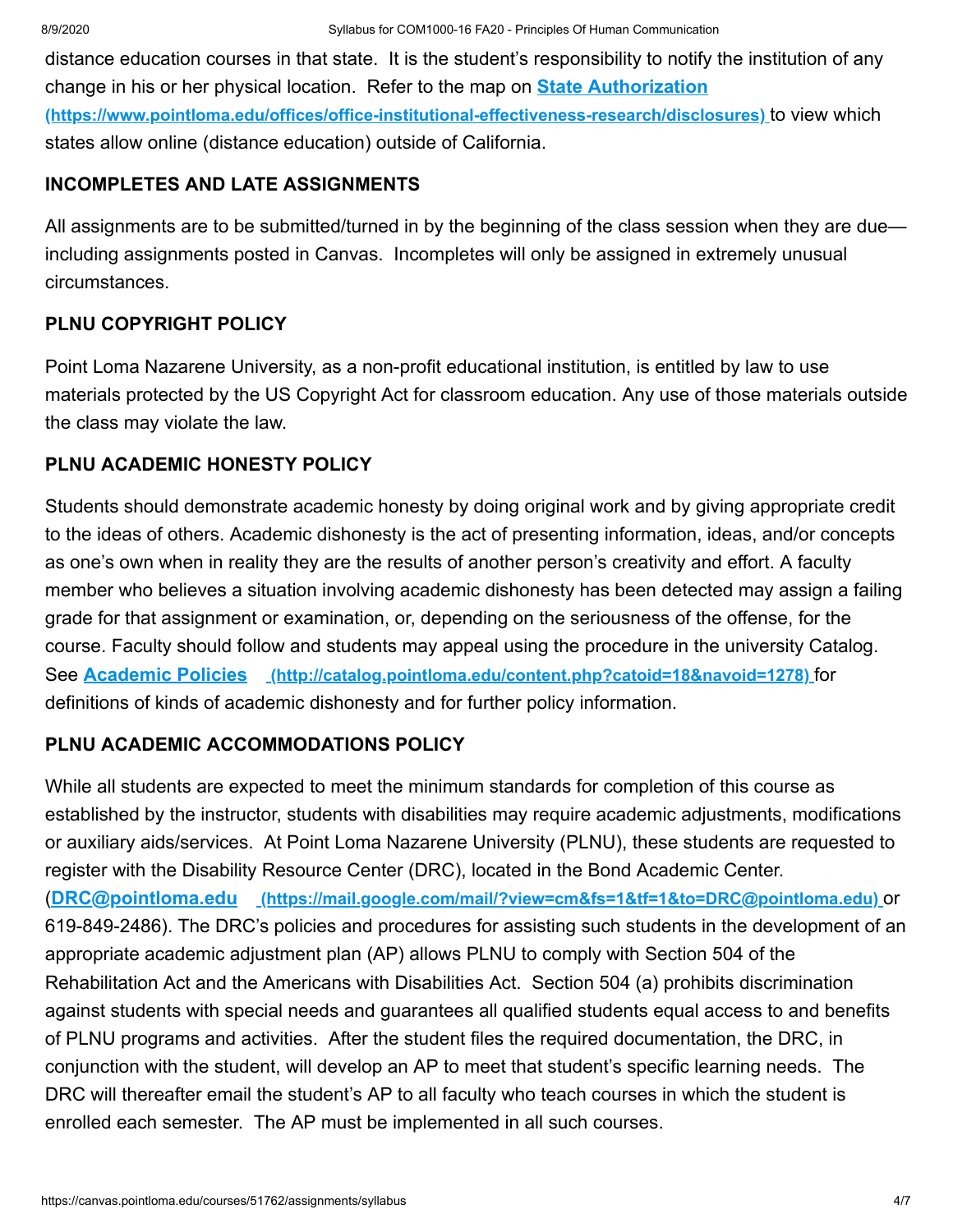distance education courses in that state. It is the student's responsibility to notify the institution of any change in his or her physical location. Refer to the map on **State Authorization (https://www.pointloma.edu/offices/office-institutional-effectiveness-research/disclosures)** to view which states allow online (distance education) outside of California.

### INCOMPLETES AND LATE ASSIGNMENTS

All assignments are to be submitted/turned in by the beginning of the class session when they are due—including assignments posted in Canvas. Incompletes will only be assigned in extremely unusual circumstances.

### PLNU COPYRIGHT POLICY

Point Loma Nazarene University, as a non-profit educational institution, is entitled by law to use materials protected by the US Copyright Act for classroom education. Any use of those materials outside the class may violate the law.

### PLNU ACADEMIC HONESTY POLICY

Students should demonstrate academic honesty by doing original work and by giving appropriate credit to the ideas of others. Academic dishonesty is the act of presenting information, ideas, and/or concepts as one's own when in reality they are the results of another person's creativity and effort. A faculty member who believes a situation involving academic dishonesty has been detected may assign a failing grade for that assignment or examination, or, depending on the seriousness of the offense, for the course. Faculty should follow and students may appeal using the procedure in the university Catalog. See **Academic Policies (http://catalog.pointloma.edu/content.php?catoid=18&navoid=1278)** for definitions of kinds of academic dishonesty and for further policy information.

### PLNU ACADEMIC ACCOMMODATIONS POLICY

While all students are expected to meet the minimum standards for completion of this course as established by the instructor, students with disabilities may require academic adjustments, modifications or auxiliary aids/services. At Point Loma Nazarene University (PLNU), these students are requested to register with the Disability Resource Center (DRC), located in the Bond Academic Center. (**DRC@pointloma.edu (https://mail.google.com/mail/?view=cm&fs=1&tf=1&to=DRC@pointloma.edu)** or 619-849-2486). The DRC's policies and procedures for assisting such students in the development of an appropriate academic adjustment plan (AP) allows PLNU to comply with Section 504 of the Rehabilitation Act and the Americans with Disabilities Act. Section 504 (a) prohibits discrimination against students with special needs and guarantees all qualified students equal access to and benefits of PLNU programs and activities. After the student files the required documentation, the DRC, in conjunction with the student, will develop an AP to meet that student's specific learning needs. The DRC will thereafter email the student's AP to all faculty who teach courses in which the student is enrolled each semester. The AP must be implemented in all such courses.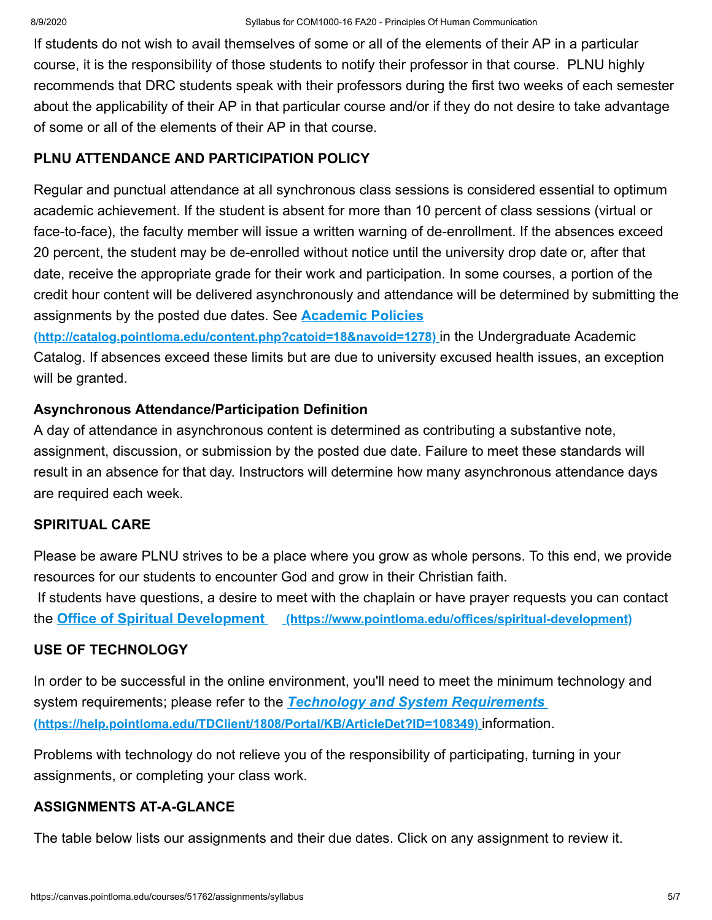If students do not wish to avail themselves of some or all of the elements of their AP in a particular course, it is the responsibility of those students to notify their professor in that course. PLNU highly recommends that DRC students speak with their professors during the first two weeks of each semester about the applicability of their AP in that particular course and/or if they do not desire to take advantage of some or all of the elements of their AP in that course.

## PLNU ATTENDANCE AND PARTICIPATION POLICY

Regular and punctual attendance at all synchronous class sessions is considered essential to optimum academic achievement. If the student is absent for more than 10 percent of class sessions (virtual or face-to-face), the faculty member will issue a written warning of de-enrollment. If the absences exceed 20 percent, the student may be de-enrolled without notice until the university drop date or, after that date, receive the appropriate grade for their work and participation. In some courses, a portion of the credit hour content will be delivered asynchronously and attendance will be determined by submitting the assignments by the posted due dates. See **Academic Policies (http://catalog.pointloma.edu/content.php?catoid=18&navoid=1278)** in the Undergraduate Academic Catalog. If absences exceed these limits but are due to university excused health issues, an exception will be granted.

### Asynchronous Attendance/Participation Definition

A day of attendance in asynchronous content is determined as contributing a substantive note, assignment, discussion, or submission by the posted due date. Failure to meet these standards will result in an absence for that day. Instructors will determine how many asynchronous attendance days are required each week.

## SPIRITUAL CARE

Please be aware PLNU strives to be a place where you grow as whole persons. To this end, we provide resources for our students to encounter God and grow in their Christian faith.

If students have questions, a desire to meet with the chaplain or have prayer requests you can contact the **Office of Spiritual Development (https://www.pointloma.edu/offices/spiritual-development)**

## USE OF TECHNOLOGY

In order to be successful in the online environment, you'll need to meet the minimum technology and system requirements; please refer to the ***Technology and System Requirements* (https://help.pointloma.edu/TDClient/1808/Portal/KB/ArticleDet?ID=108349)** information.

Problems with technology do not relieve you of the responsibility of participating, turning in your assignments, or completing your class work.

## ASSIGNMENTS AT-A-GLANCE

The table below lists our assignments and their due dates. Click on any assignment to review it.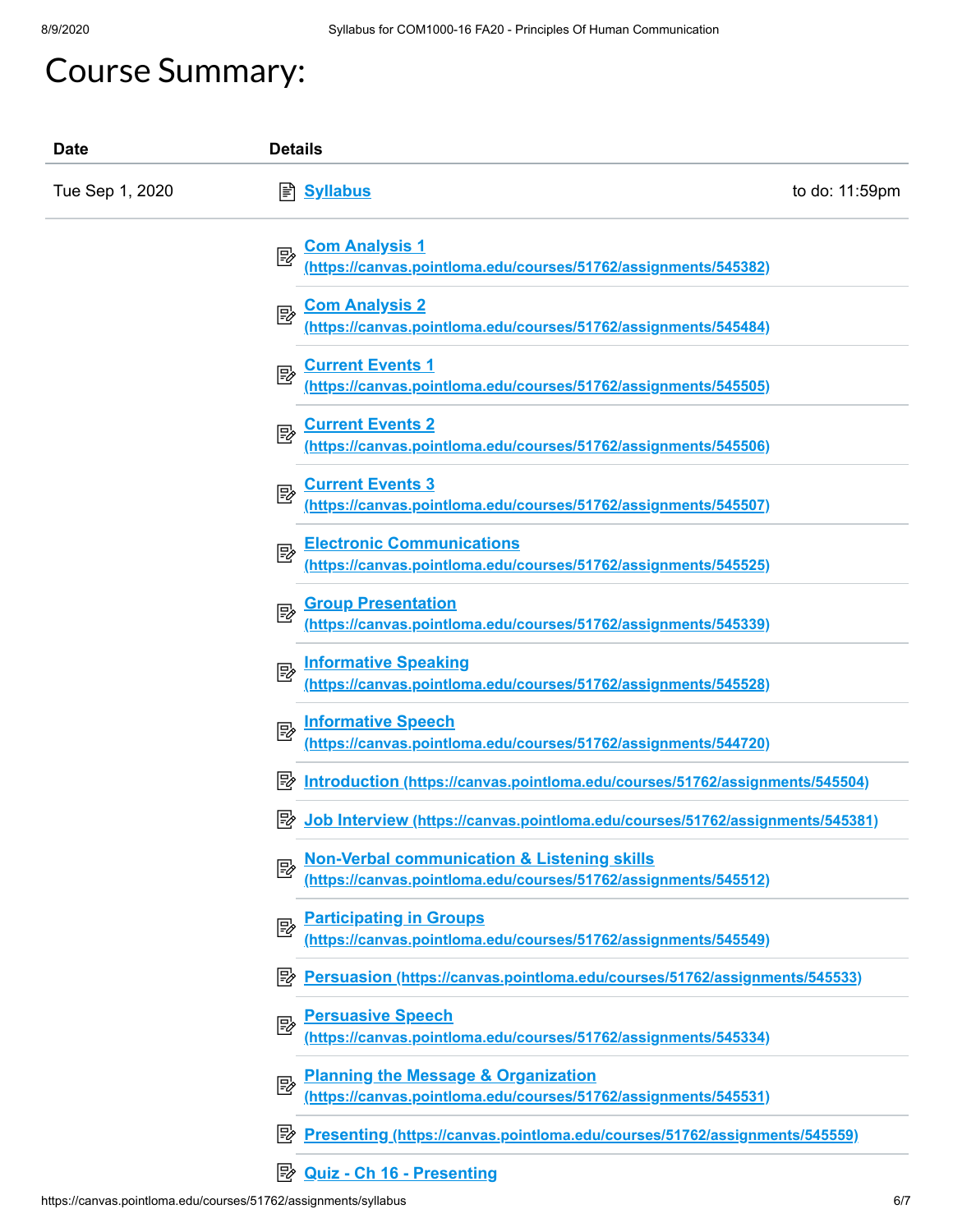# Course Summary:

| Date | Details | |
| --- | --- | --- |
| Tue Sep 1, 2020 | Syllabus | to do: 11:59pm |
| | Com Analysis 1 (https://canvas.pointloma.edu/courses/51762/assignments/545382) | |
| | Com Analysis 2 (https://canvas.pointloma.edu/courses/51762/assignments/545484) | |
| | Current Events 1 (https://canvas.pointloma.edu/courses/51762/assignments/545505) | |
| | Current Events 2 (https://canvas.pointloma.edu/courses/51762/assignments/545506) | |
| | Current Events 3 (https://canvas.pointloma.edu/courses/51762/assignments/545507) | |
| | Electronic Communications (https://canvas.pointloma.edu/courses/51762/assignments/545525) | |
| | Group Presentation (https://canvas.pointloma.edu/courses/51762/assignments/545339) | |
| | Informative Speaking (https://canvas.pointloma.edu/courses/51762/assignments/545528) | |
| | Informative Speech (https://canvas.pointloma.edu/courses/51762/assignments/544720) | |
| | Introduction (https://canvas.pointloma.edu/courses/51762/assignments/545504) | |
| | Job Interview (https://canvas.pointloma.edu/courses/51762/assignments/545381) | |
| | Non-Verbal communication & Listening skills (https://canvas.pointloma.edu/courses/51762/assignments/545512) | |
| | Participating in Groups (https://canvas.pointloma.edu/courses/51762/assignments/545549) | |
| | Persuasion (https://canvas.pointloma.edu/courses/51762/assignments/545533) | |
| | Persuasive Speech (https://canvas.pointloma.edu/courses/51762/assignments/545334) | |
| | Planning the Message & Organization (https://canvas.pointloma.edu/courses/51762/assignments/545531) | |
| | Presenting (https://canvas.pointloma.edu/courses/51762/assignments/545559) | |
| | Quiz - Ch 16 - Presenting | |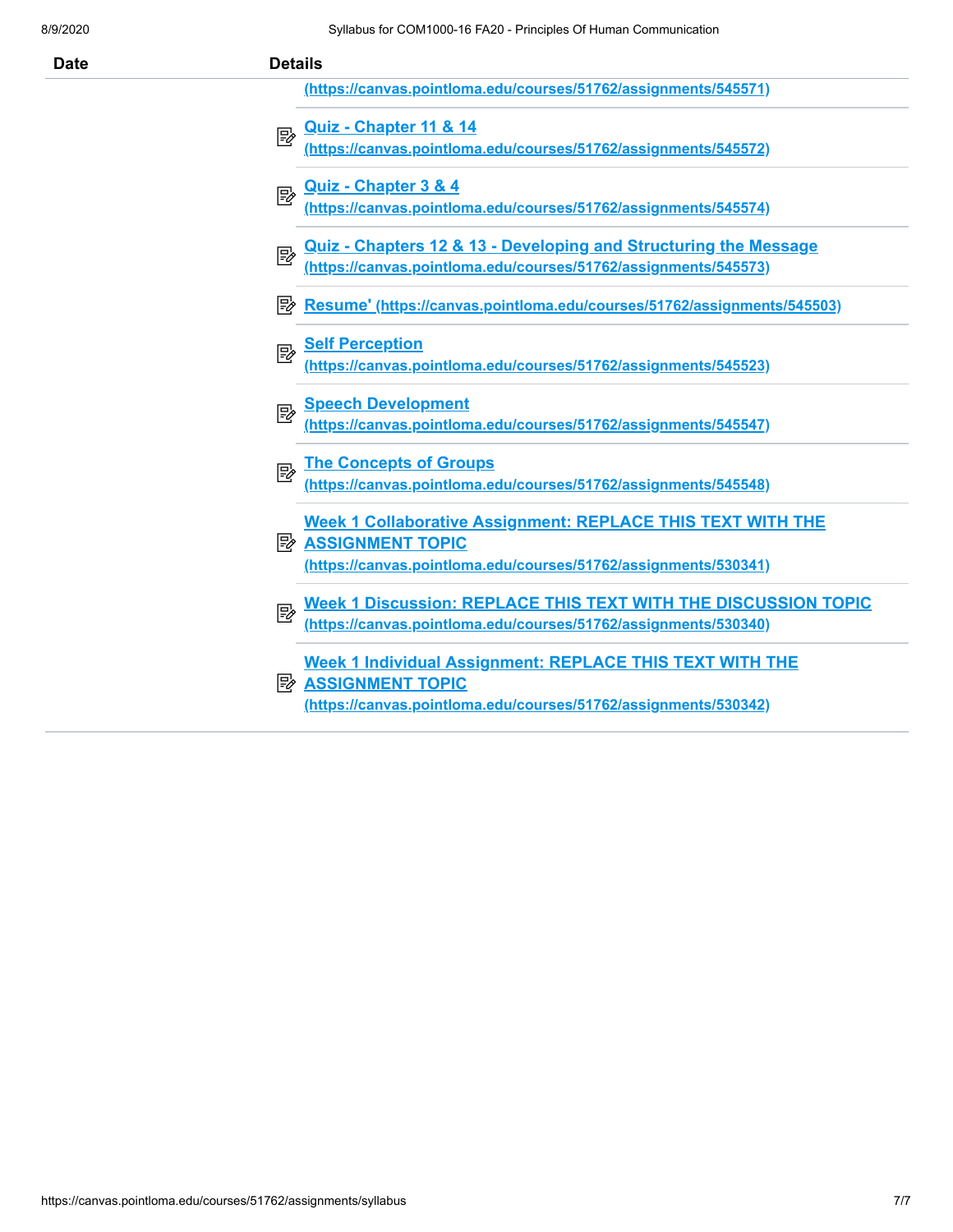| Date | Details |
| --- | --- |
| | (https://canvas.pointloma.edu/courses/51762/assignments/545571) |
| | Quiz - Chapter 11 & 14 (https://canvas.pointloma.edu/courses/51762/assignments/545572) |
| | Quiz - Chapter 3 & 4 (https://canvas.pointloma.edu/courses/51762/assignments/545574) |
| | Quiz - Chapters 12 & 13 - Developing and Structuring the Message (https://canvas.pointloma.edu/courses/51762/assignments/545573) |
| | Resume' (https://canvas.pointloma.edu/courses/51762/assignments/545503) |
| | Self Perception (https://canvas.pointloma.edu/courses/51762/assignments/545523) |
| | Speech Development (https://canvas.pointloma.edu/courses/51762/assignments/545547) |
| | The Concepts of Groups (https://canvas.pointloma.edu/courses/51762/assignments/545548) |
| | Week 1 Collaborative Assignment: REPLACE THIS TEXT WITH THE ASSIGNMENT TOPIC (https://canvas.pointloma.edu/courses/51762/assignments/530341) |
| | Week 1 Discussion: REPLACE THIS TEXT WITH THE DISCUSSION TOPIC (https://canvas.pointloma.edu/courses/51762/assignments/530340) |
| | Week 1 Individual Assignment: REPLACE THIS TEXT WITH THE ASSIGNMENT TOPIC (https://canvas.pointloma.edu/courses/51762/assignments/530342) |